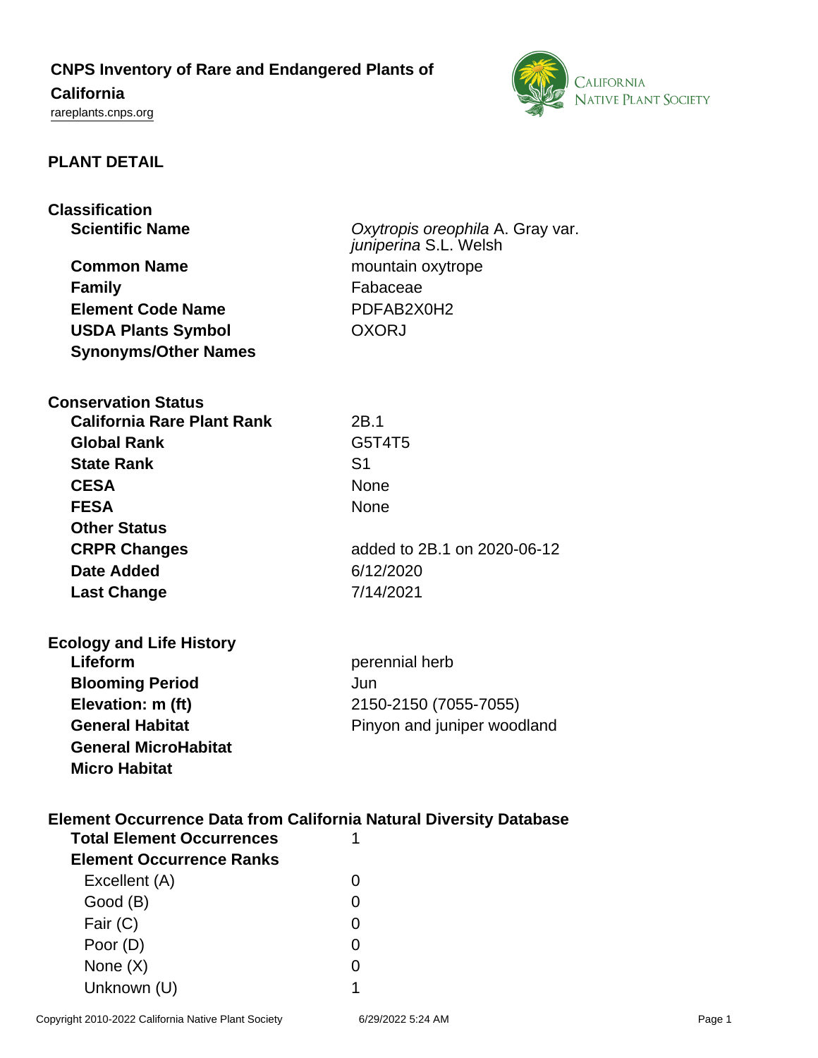# CNPS Inventory of Rare and Endangered Plants of California

rareplants.cnps.org

## PLANT DETAIL

### Classification

| | |
|---|---|
| **Scientific Name** | *Oxytropis oreophila* A. Gray var. *juniperina* S.L. Welsh |
| **Common Name** | mountain oxytrope |
| **Family** | Fabaceae |
| **Element Code Name** | PDFAB2X0H2 |
| **USDA Plants Symbol** | OXORJ |
| **Synonyms/Other Names** | |

### Conservation Status

| | |
|---|---|
| **California Rare Plant Rank** | 2B.1 |
| **Global Rank** | G5T4T5 |
| **State Rank** | S1 |
| **CESA** | None |
| **FESA** | None |
| **Other Status** | |
| **CRPR Changes** | added to 2B.1 on 2020-06-12 |
| **Date Added** | 6/12/2020 |
| **Last Change** | 7/14/2021 |

### Ecology and Life History

| | |
|---|---|
| **Lifeform** | perennial herb |
| **Blooming Period** | Jun |
| **Elevation: m (ft)** | 2150-2150 (7055-7055) |
| **General Habitat** | Pinyon and juniper woodland |
| **General MicroHabitat** | |
| **Micro Habitat** | |

### Element Occurrence Data from California Natural Diversity Database

| | |
|---|---|
| **Total Element Occurrences** | 1 |
| **Element Occurrence Ranks** | |
| Excellent (A) | 0 |
| Good (B) | 0 |
| Fair (C) | 0 |
| Poor (D) | 0 |
| None (X) | 0 |
| Unknown (U) | 1 |

Copyright 2010-2022 California Native Plant Society 6/29/2022 5:24 AM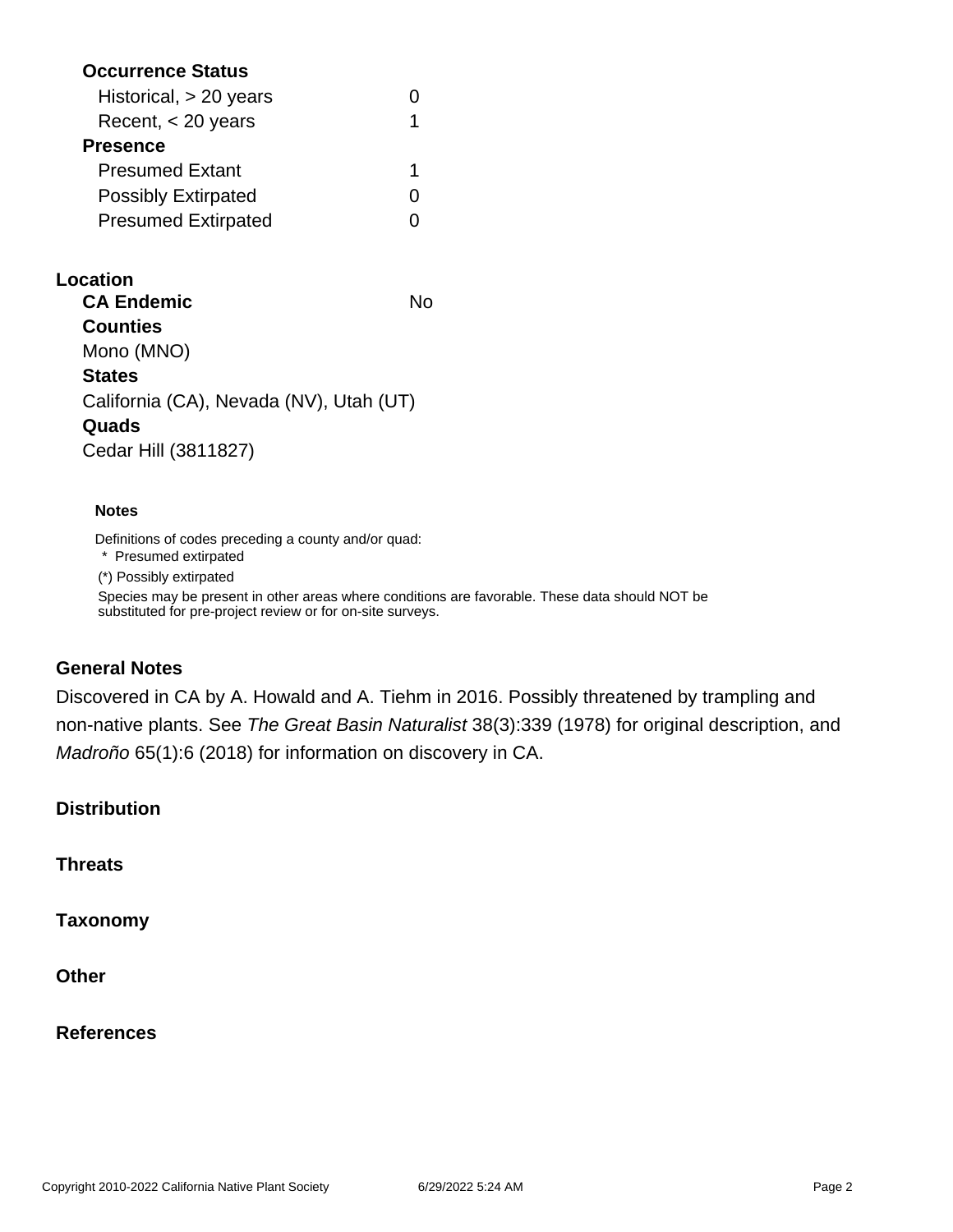**Occurrence Status**

| | |
|---|---|
| Historical, > 20 years | 0 |
| Recent, < 20 years | 1 |

**Presence**

| | |
|---|---|
| Presumed Extant | 1 |
| Possibly Extirpated | 0 |
| Presumed Extirpated | 0 |

## Location

**CA Endemic** No

**Counties**

Mono (MNO)

**States**

California (CA), Nevada (NV), Utah (UT)

**Quads**

Cedar Hill (3811827)

**Notes**

Definitions of codes preceding a county and/or quad:

\* Presumed extirpated

(*) Possibly extirpated

Species may be present in other areas where conditions are favorable. These data should NOT be substituted for pre-project review or for on-site surveys.

## General Notes

Discovered in CA by A. Howald and A. Tiehm in 2016. Possibly threatened by trampling and non-native plants. See *The Great Basin Naturalist* 38(3):339 (1978) for original description, and *Madroño* 65(1):6 (2018) for information on discovery in CA.

## Distribution

## Threats

## Taxonomy

## Other

## References